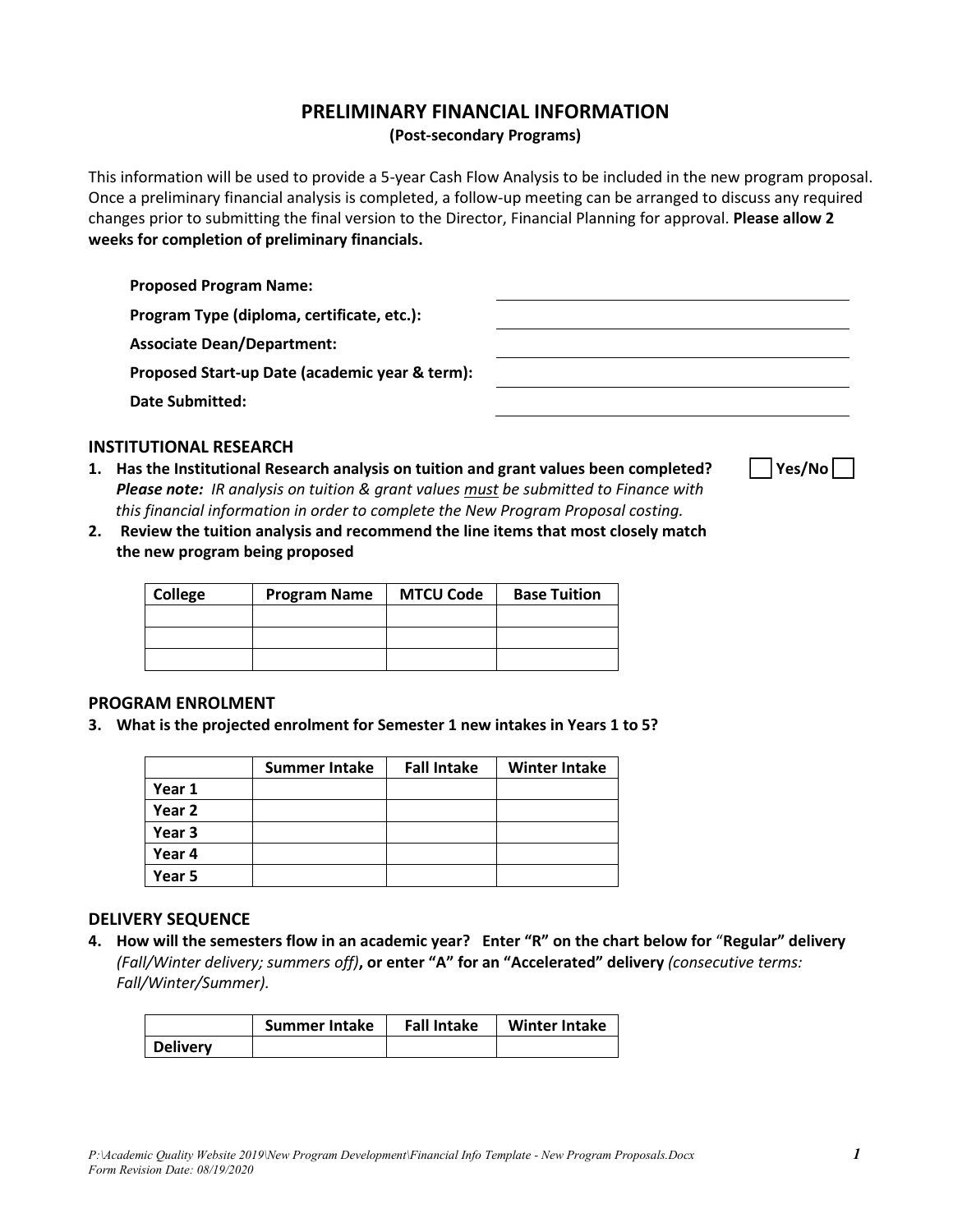# PRELIMINARY FINANCIAL INFORMATION

**(Post-secondary Programs)**

This information will be used to provide a 5-year Cash Flow Analysis to be included in the new program proposal. Once a preliminary financial analysis is completed, a follow-up meeting can be arranged to discuss any required changes prior to submitting the final version to the Director, Financial Planning for approval. **Please allow 2 weeks for completion of preliminary financials.**

**Proposed Program Name:** ______________________________

**Program Type (diploma, certificate, etc.):** ______________________________

**Associate Dean/Department:** ______________________________

**Proposed Start-up Date (academic year & term):** ______________________________

**Date Submitted:** ______________________________

## INSTITUTIONAL RESEARCH

1. **Has the Institutional Research analysis on tuition and grant values been completed?** ☐ **Yes/No** ☐
   ***Please note:*** *IR analysis on tuition & grant values must be submitted to Finance with this financial information in order to complete the New Program Proposal costing.*
2. **Review the tuition analysis and recommend the line items that most closely match the new program being proposed**

| College | Program Name | MTCU Code | Base Tuition |
|---|---|---|---|
| | | | |
| | | | |
| | | | |

## PROGRAM ENROLMENT

3. **What is the projected enrolment for Semester 1 new intakes in Years 1 to 5?**

| | Summer Intake | Fall Intake | Winter Intake |
|---|---|---|---|
| **Year 1** | | | |
| **Year 2** | | | |
| **Year 3** | | | |
| **Year 4** | | | |
| **Year 5** | | | |

## DELIVERY SEQUENCE

4. **How will the semesters flow in an academic year? Enter "R" on the chart below for "Regular" delivery** *(Fall/Winter delivery; summers off)*, **or enter "A" for an "Accelerated" delivery** *(consecutive terms: Fall/Winter/Summer).*

| | Summer Intake | Fall Intake | Winter Intake |
|---|---|---|---|
| **Delivery** | | | |

*P:\Academic Quality Website 2019\New Program Development\Financial Info Template - New Program Proposals.Docx*
*Form Revision Date: 08/19/2020*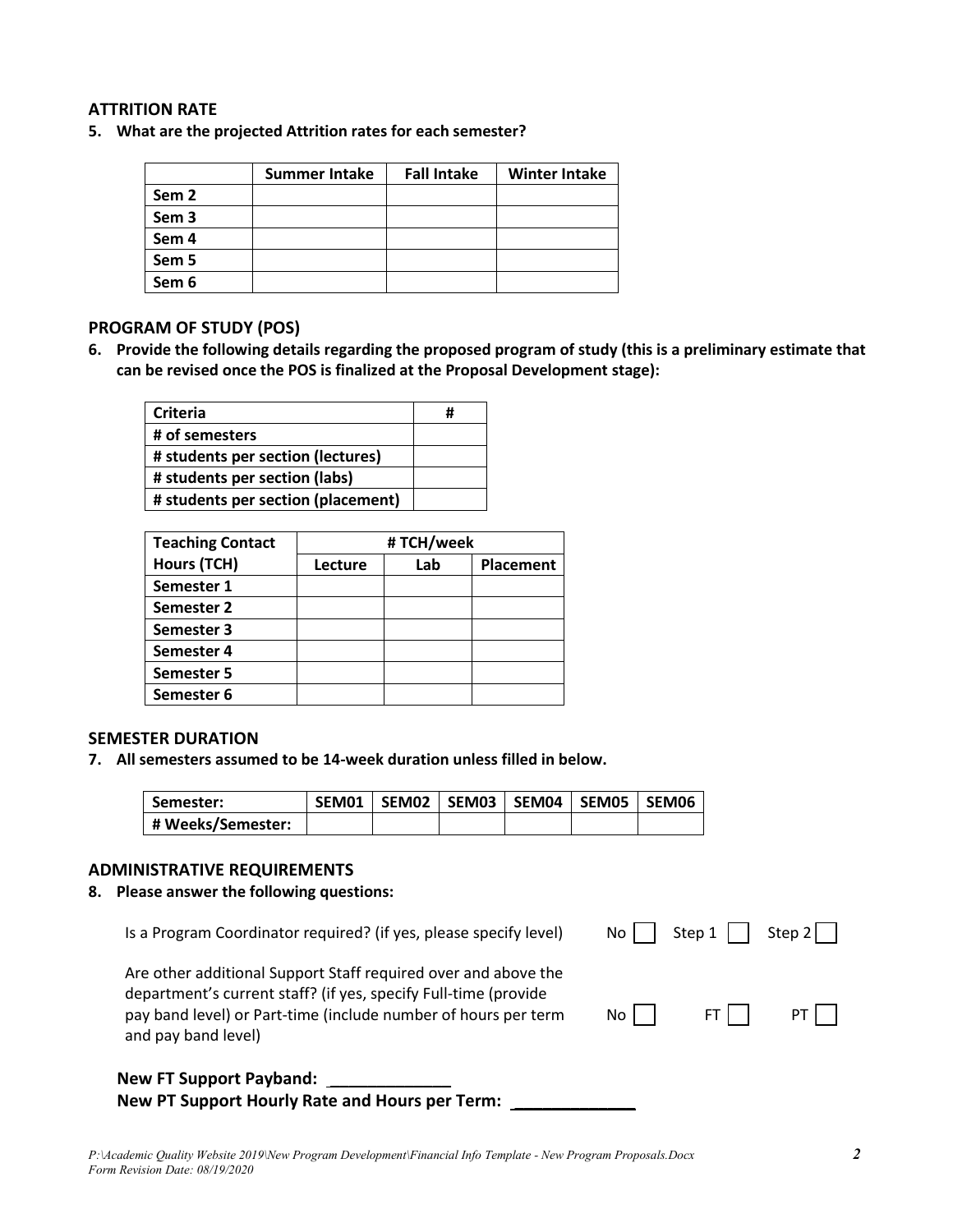## ATTRITION RATE

**5. What are the projected Attrition rates for each semester?**

| | Summer Intake | Fall Intake | Winter Intake |
|---|---|---|---|
| Sem 2 | | | |
| Sem 3 | | | |
| Sem 4 | | | |
| Sem 5 | | | |
| Sem 6 | | | |

## PROGRAM OF STUDY (POS)

**6. Provide the following details regarding the proposed program of study (this is a preliminary estimate that can be revised once the POS is finalized at the Proposal Development stage):**

| Criteria | # |
|---|---|
| # of semesters | |
| # students per section (lectures) | |
| # students per section (labs) | |
| # students per section (placement) | |

| Teaching Contact Hours (TCH) | # TCH/week | | |
|---|---|---|---|
| | Lecture | Lab | Placement |
| Semester 1 | | | |
| Semester 2 | | | |
| Semester 3 | | | |
| Semester 4 | | | |
| Semester 5 | | | |
| Semester 6 | | | |

## SEMESTER DURATION

**7. All semesters assumed to be 14-week duration unless filled in below.**

| Semester: | SEM01 | SEM02 | SEM03 | SEM04 | SEM05 | SEM06 |
|---|---|---|---|---|---|---|
| # Weeks/Semester: | | | | | | |

## ADMINISTRATIVE REQUIREMENTS

**8. Please answer the following questions:**

Is a Program Coordinator required? (if yes, please specify level) No ☐ Step 1 ☐ Step 2 ☐

Are other additional Support Staff required over and above the department's current staff? (if yes, specify Full-time (provide pay band level) or Part-time (include number of hours per term and pay band level) No ☐ FT ☐ PT ☐

**New FT Support Payband: \_\_\_\_\_\_\_\_\_\_\_\_\_**

**New PT Support Hourly Rate and Hours per Term: \_\_\_\_\_\_\_\_\_\_\_\_\_**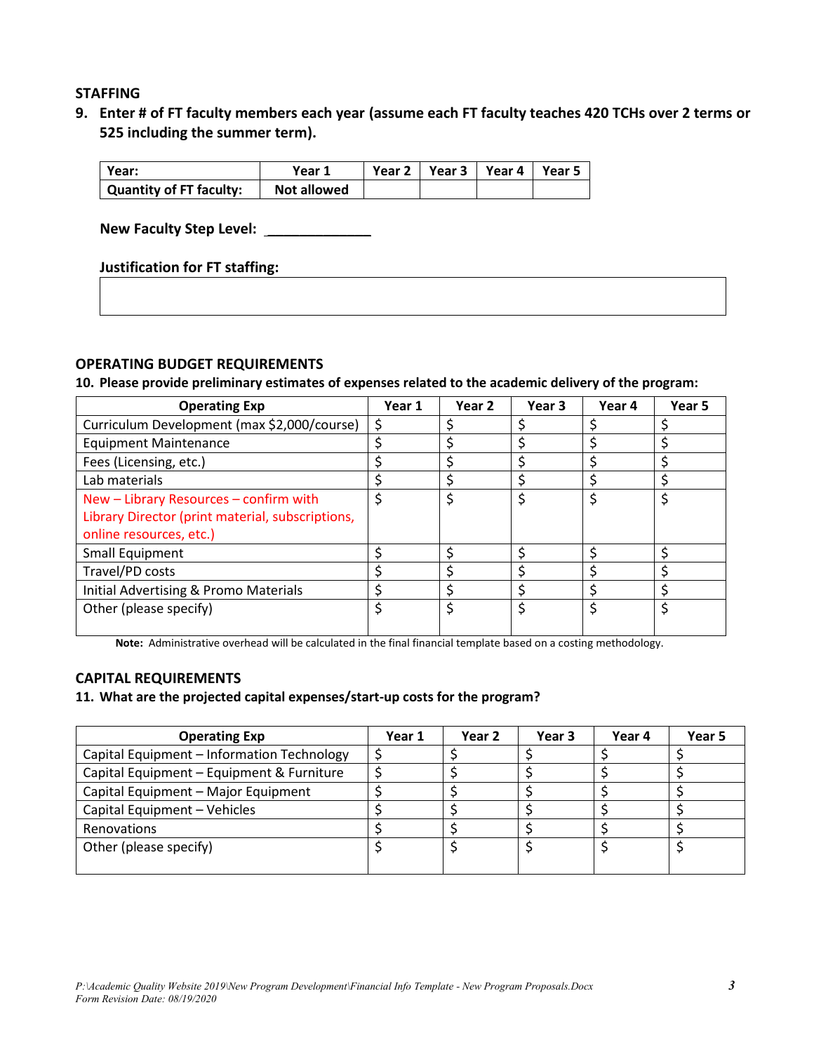**STAFFING**

**9. Enter # of FT faculty members each year (assume each FT faculty teaches 420 TCHs over 2 terms or 525 including the summer term).**

| Year: | Year 1 | Year 2 | Year 3 | Year 4 | Year 5 |
|---|---|---|---|---|---|
| Quantity of FT faculty: | Not allowed | | | | |

**New Faculty Step Level: _____________**

**Justification for FT staffing:**

| |
|---|
| |

**OPERATING BUDGET REQUIREMENTS**

**10. Please provide preliminary estimates of expenses related to the academic delivery of the program:**

| Operating Exp | Year 1 | Year 2 | Year 3 | Year 4 | Year 5 |
|---|---|---|---|---|---|
| Curriculum Development (max $2,000/course) | $ | $ | $ | $ | $ |
| Equipment Maintenance | $ | $ | $ | $ | $ |
| Fees (Licensing, etc.) | $ | $ | $ | $ | $ |
| Lab materials | $ | $ | $ | $ | $ |
| New – Library Resources – confirm with Library Director (print material, subscriptions, online resources, etc.) | $ | $ | $ | $ | $ |
| Small Equipment | $ | $ | $ | $ | $ |
| Travel/PD costs | $ | $ | $ | $ | $ |
| Initial Advertising & Promo Materials | $ | $ | $ | $ | $ |
| Other (please specify) | $ | $ | $ | $ | $ |

**Note:** Administrative overhead will be calculated in the final financial template based on a costing methodology.

**CAPITAL REQUIREMENTS**

**11. What are the projected capital expenses/start-up costs for the program?**

| Operating Exp | Year 1 | Year 2 | Year 3 | Year 4 | Year 5 |
|---|---|---|---|---|---|
| Capital Equipment – Information Technology | $ | $ | $ | $ | $ |
| Capital Equipment – Equipment & Furniture | $ | $ | $ | $ | $ |
| Capital Equipment – Major Equipment | $ | $ | $ | $ | $ |
| Capital Equipment – Vehicles | $ | $ | $ | $ | $ |
| Renovations | $ | $ | $ | $ | $ |
| Other (please specify) | $ | $ | $ | $ | $ |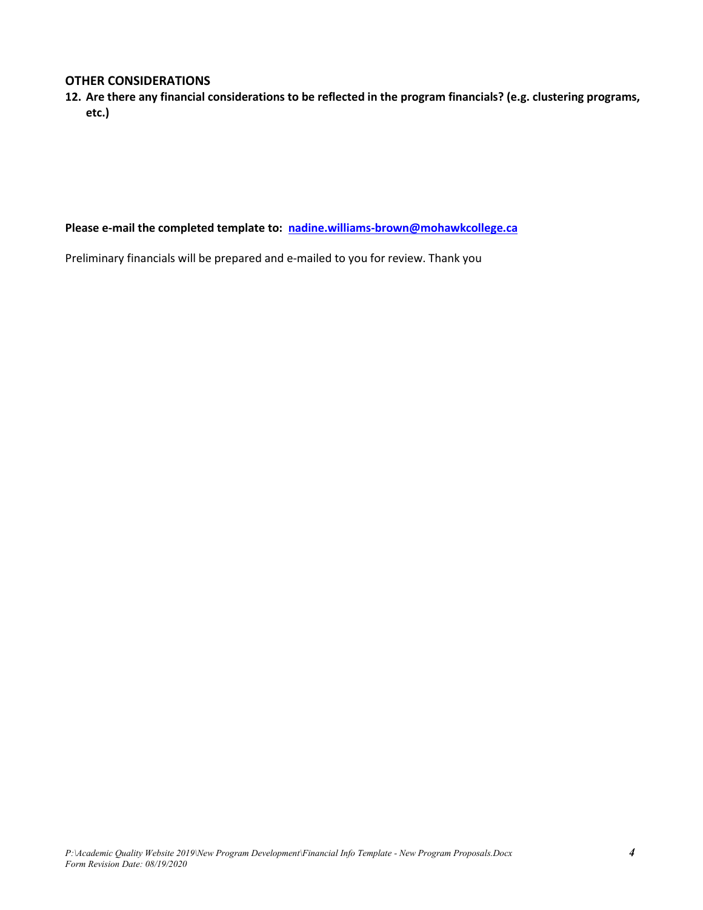## OTHER CONSIDERATIONS

**12. Are there any financial considerations to be reflected in the program financials? (e.g. clustering programs, etc.)**

**Please e-mail the completed template to:** [nadine.williams-brown@mohawkcollege.ca](mailto:nadine.williams-brown@mohawkcollege.ca)

Preliminary financials will be prepared and e-mailed to you for review. Thank you